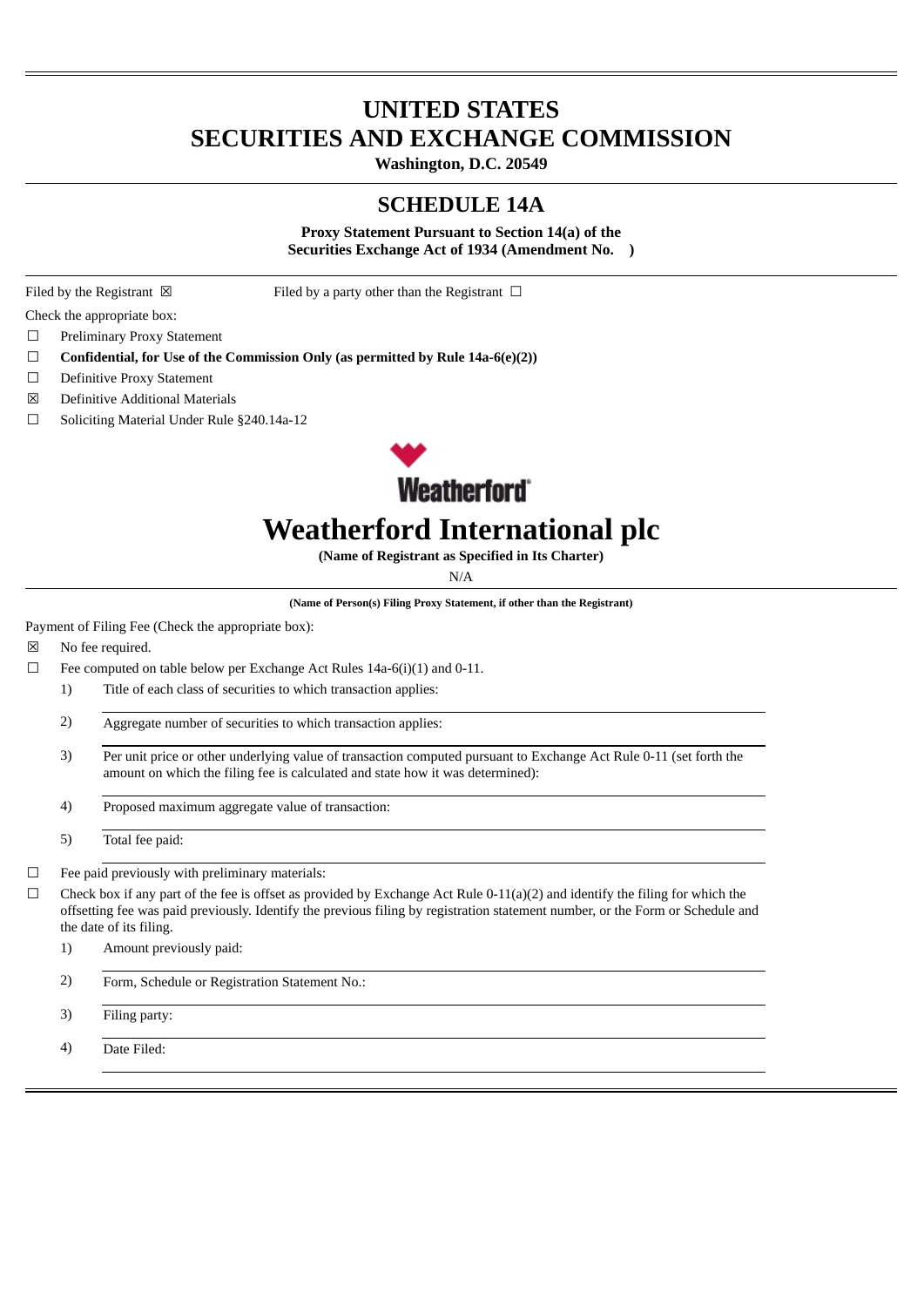# UNITED STATES
# SECURITIES AND EXCHANGE COMMISSION

**Washington, D.C. 20549**

## SCHEDULE 14A

**Proxy Statement Pursuant to Section 14(a) of the Securities Exchange Act of 1934 (Amendment No. )**

Filed by the Registrant ☒  Filed by a party other than the Registrant ☐

Check the appropriate box:

☐ Preliminary Proxy Statement

☐ **Confidential, for Use of the Commission Only (as permitted by Rule 14a-6(e)(2))**

☐ Definitive Proxy Statement

☒ Definitive Additional Materials

☐ Soliciting Material Under Rule §240.14a-12

Weatherford

# Weatherford International plc

**(Name of Registrant as Specified in Its Charter)**

N/A

**(Name of Person(s) Filing Proxy Statement, if other than the Registrant)**

Payment of Filing Fee (Check the appropriate box):

☒ No fee required.

☐ Fee computed on table below per Exchange Act Rules 14a-6(i)(1) and 0-11.

1) Title of each class of securities to which transaction applies:

2) Aggregate number of securities to which transaction applies:

3) Per unit price or other underlying value of transaction computed pursuant to Exchange Act Rule 0-11 (set forth the amount on which the filing fee is calculated and state how it was determined):

4) Proposed maximum aggregate value of transaction:

5) Total fee paid:

☐ Fee paid previously with preliminary materials:

☐ Check box if any part of the fee is offset as provided by Exchange Act Rule 0-11(a)(2) and identify the filing for which the offsetting fee was paid previously. Identify the previous filing by registration statement number, or the Form or Schedule and the date of its filing.

1) Amount previously paid:

2) Form, Schedule or Registration Statement No.:

3) Filing party:

4) Date Filed: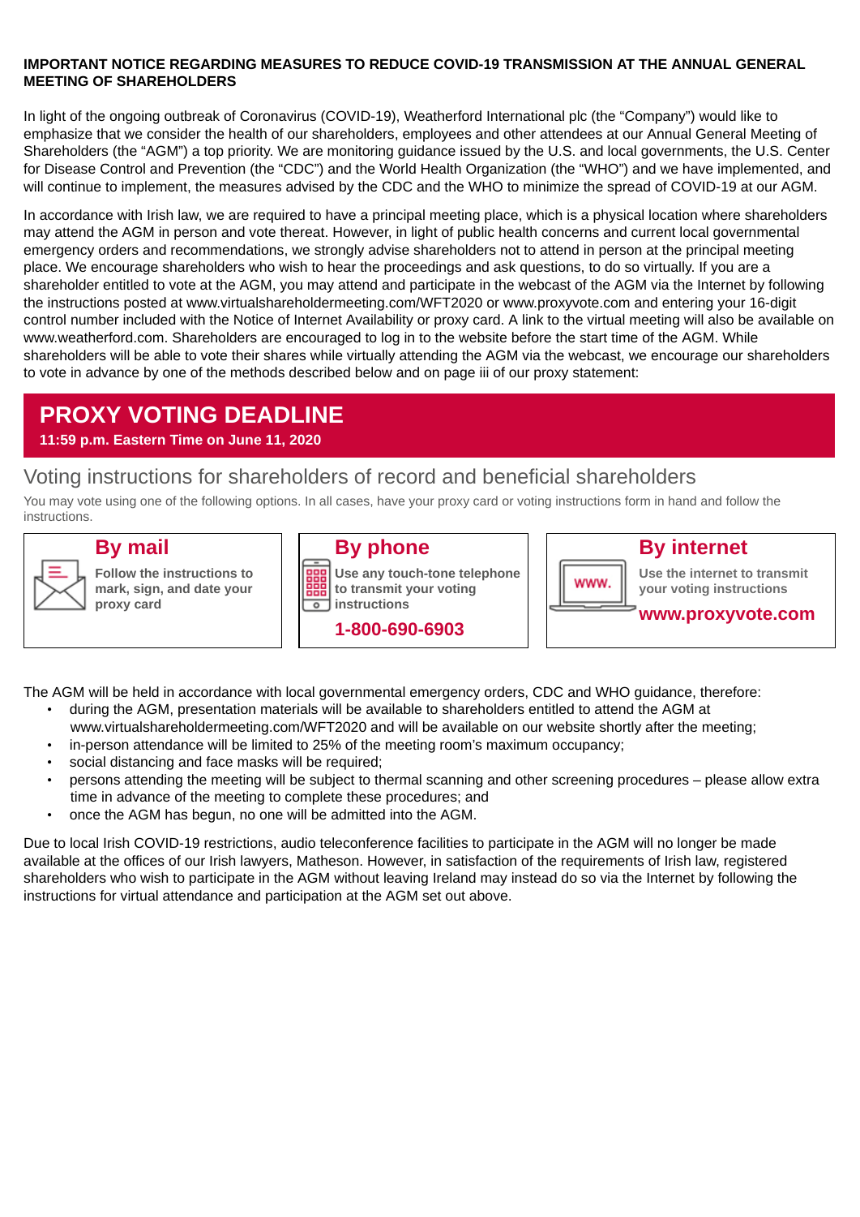**IMPORTANT NOTICE REGARDING MEASURES TO REDUCE COVID-19 TRANSMISSION AT THE ANNUAL GENERAL MEETING OF SHAREHOLDERS**

In light of the ongoing outbreak of Coronavirus (COVID-19), Weatherford International plc (the "Company") would like to emphasize that we consider the health of our shareholders, employees and other attendees at our Annual General Meeting of Shareholders (the "AGM") a top priority. We are monitoring guidance issued by the U.S. and local governments, the U.S. Center for Disease Control and Prevention (the "CDC") and the World Health Organization (the "WHO") and we have implemented, and will continue to implement, the measures advised by the CDC and the WHO to minimize the spread of COVID-19 at our AGM.

In accordance with Irish law, we are required to have a principal meeting place, which is a physical location where shareholders may attend the AGM in person and vote thereat. However, in light of public health concerns and current local governmental emergency orders and recommendations, we strongly advise shareholders not to attend in person at the principal meeting place. We encourage shareholders who wish to hear the proceedings and ask questions, to do so virtually. If you are a shareholder entitled to vote at the AGM, you may attend and participate in the webcast of the AGM via the Internet by following the instructions posted at www.virtualshareholdermeeting.com/WFT2020 or www.proxyvote.com and entering your 16-digit control number included with the Notice of Internet Availability or proxy card. A link to the virtual meeting will also be available on www.weatherford.com. Shareholders are encouraged to log in to the website before the start time of the AGM. While shareholders will be able to vote their shares while virtually attending the AGM via the webcast, we encourage our shareholders to vote in advance by one of the methods described below and on page iii of our proxy statement:

## PROXY VOTING DEADLINE

**11:59 p.m. Eastern Time on June 11, 2020**

## Voting instructions for shareholders of record and beneficial shareholders

You may vote using one of the following options. In all cases, have your proxy card or voting instructions form in hand and follow the instructions.

### By mail

**Follow the instructions to mark, sign, and date your proxy card**

### By phone

**Use any touch-tone telephone to transmit your voting instructions**

**1-800-690-6903**

### By internet

**Use the internet to transmit your voting instructions**

**www.proxyvote.com**

The AGM will be held in accordance with local governmental emergency orders, CDC and WHO guidance, therefore:

- during the AGM, presentation materials will be available to shareholders entitled to attend the AGM at www.virtualshareholdermeeting.com/WFT2020 and will be available on our website shortly after the meeting;
- in-person attendance will be limited to 25% of the meeting room's maximum occupancy;
- social distancing and face masks will be required;
- persons attending the meeting will be subject to thermal scanning and other screening procedures – please allow extra time in advance of the meeting to complete these procedures; and
- once the AGM has begun, no one will be admitted into the AGM.

Due to local Irish COVID-19 restrictions, audio teleconference facilities to participate in the AGM will no longer be made available at the offices of our Irish lawyers, Matheson. However, in satisfaction of the requirements of Irish law, registered shareholders who wish to participate in the AGM without leaving Ireland may instead do so via the Internet by following the instructions for virtual attendance and participation at the AGM set out above.